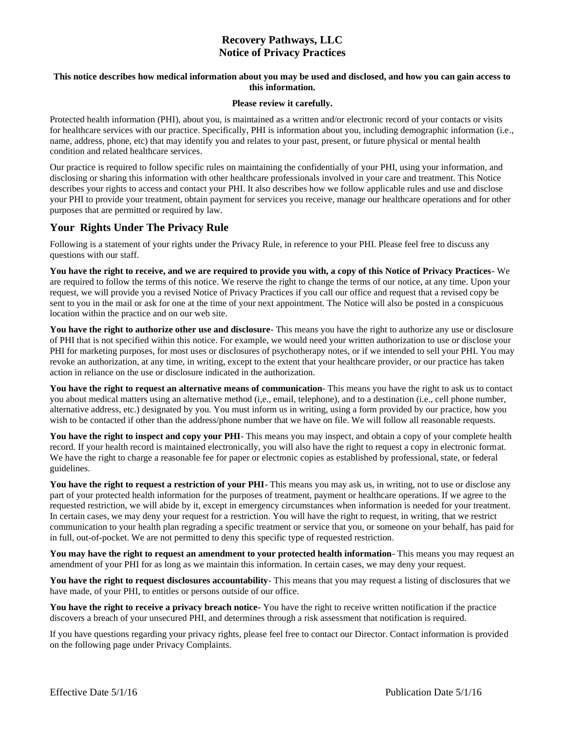# Recovery Pathways, LLC
# Notice of Privacy Practices

**This notice describes how medical information about you may be used and disclosed, and how you can gain access to this information.**

**Please review it carefully.**

Protected health information (PHI), about you, is maintained as a written and/or electronic record of your contacts or visits for healthcare services with our practice. Specifically, PHI is information about you, including demographic information (i.e., name, address, phone, etc) that may identify you and relates to your past, present, or future physical or mental health condition and related healthcare services.

Our practice is required to follow specific rules on maintaining the confidentially of your PHI, using your information, and disclosing or sharing this information with other healthcare professionals involved in your care and treatment. This Notice describes your rights to access and contact your PHI. It also describes how we follow applicable rules and use and disclose your PHI to provide your treatment, obtain payment for services you receive, manage our healthcare operations and for other purposes that are permitted or required by law.

## Your Rights Under The Privacy Rule

Following is a statement of your rights under the Privacy Rule, in reference to your PHI. Please feel free to discuss any questions with our staff.

**You have the right to receive, and we are required to provide you with, a copy of this Notice of Privacy Practices**- We are required to follow the terms of this notice. We reserve the right to change the terms of our notice, at any time. Upon your request, we will provide you a revised Notice of Privacy Practices if you call our office and request that a revised copy be sent to you in the mail or ask for one at the time of your next appointment. The Notice will also be posted in a conspicuous location within the practice and on our web site.

**You have the right to authorize other use and disclosure**- This means you have the right to authorize any use or disclosure of PHI that is not specified within this notice. For example, we would need your written authorization to use or disclose your PHI for marketing purposes, for most uses or disclosures of psychotherapy notes, or if we intended to sell your PHI. You may revoke an authorization, at any time, in writing, except to the extent that your healthcare provider, or our practice has taken action in reliance on the use or disclosure indicated in the authorization.

**You have the right to request an alternative means of communication**- This means you have the right to ask us to contact you about medical matters using an alternative method (i,e., email, telephone), and to a destination (i.e., cell phone number, alternative address, etc.) designated by you. You must inform us in writing, using a form provided by our practice, how you wish to be contacted if other than the address/phone number that we have on file. We will follow all reasonable requests.

**You have the right to inspect and copy your PHI**- This means you may inspect, and obtain a copy of your complete health record. If your health record is maintained electronically, you will also have the right to request a copy in electronic format. We have the right to charge a reasonable fee for paper or electronic copies as established by professional, state, or federal guidelines.

**You have the right to request a restriction of your PHI**- This means you may ask us, in writing, not to use or disclose any part of your protected health information for the purposes of treatment, payment or healthcare operations. If we agree to the requested restriction, we will abide by it, except in emergency circumstances when information is needed for your treatment. In certain cases, we may deny your request for a restriction. You will have the right to request, in writing, that we restrict communication to your health plan regrading a specific treatment or service that you, or someone on your behalf, has paid for in full, out-of-pocket. We are not permitted to deny this specific type of requested restriction.

**You may have the right to request an amendment to your protected health information**- This means you may request an amendment of your PHI for as long as we maintain this information. In certain cases, we may deny your request.

**You have the right to request disclosures accountability**- This means that you may request a listing of disclosures that we have made, of your PHI, to entitles or persons outside of our office.

**You have the right to receive a privacy breach notice-** You have the right to receive written notification if the practice discovers a breach of your unsecured PHI, and determines through a risk assessment that notification is required.

If you have questions regarding your privacy rights, please feel free to contact our Director. Contact information is provided on the following page under Privacy Complaints.

Effective Date 5/1/16 Publication Date 5/1/16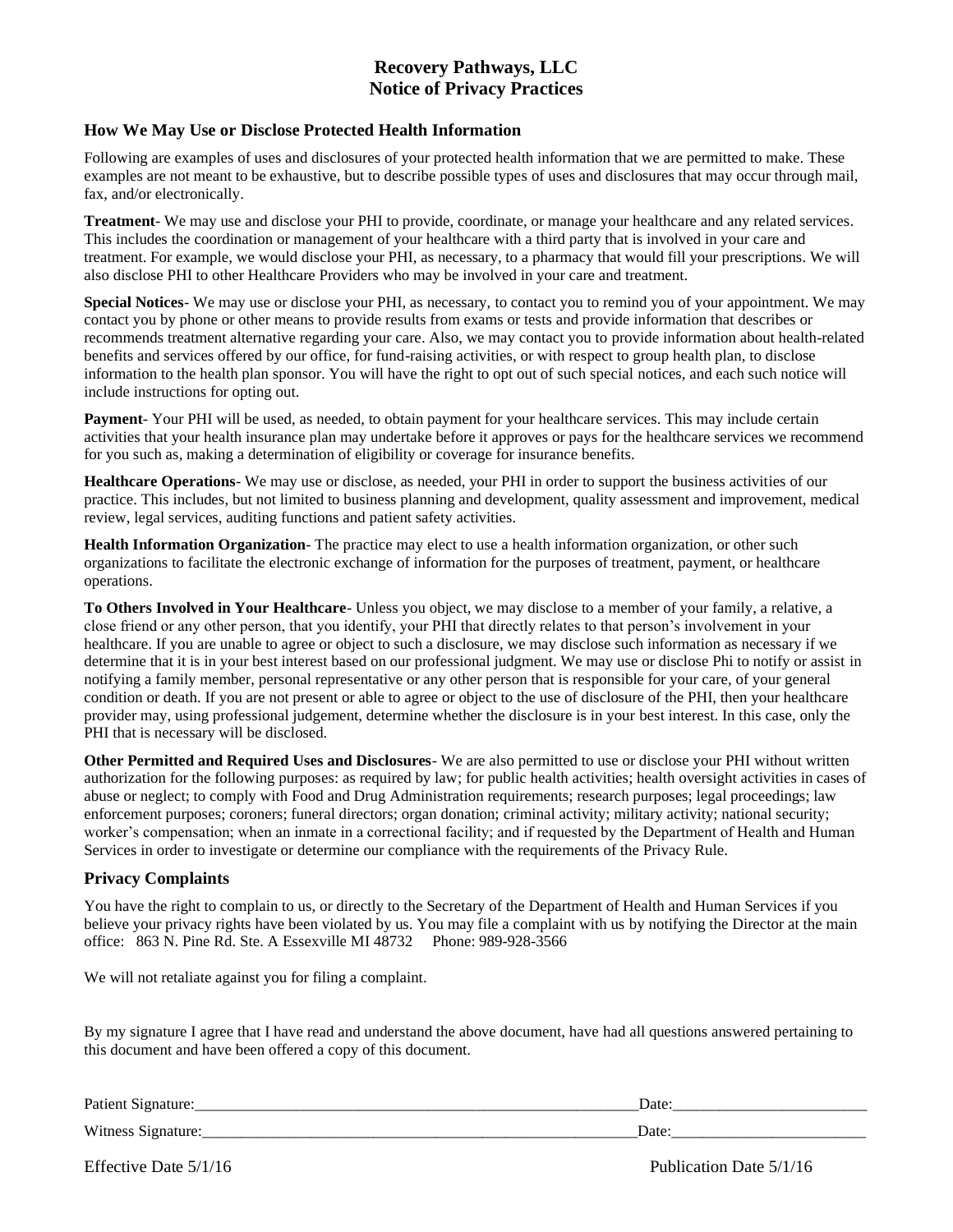# Recovery Pathways, LLC
# Notice of Privacy Practices

## How We May Use or Disclose Protected Health Information

Following are examples of uses and disclosures of your protected health information that we are permitted to make. These examples are not meant to be exhaustive, but to describe possible types of uses and disclosures that may occur through mail, fax, and/or electronically.

**Treatment**- We may use and disclose your PHI to provide, coordinate, or manage your healthcare and any related services. This includes the coordination or management of your healthcare with a third party that is involved in your care and treatment. For example, we would disclose your PHI, as necessary, to a pharmacy that would fill your prescriptions. We will also disclose PHI to other Healthcare Providers who may be involved in your care and treatment.

**Special Notices**- We may use or disclose your PHI, as necessary, to contact you to remind you of your appointment. We may contact you by phone or other means to provide results from exams or tests and provide information that describes or recommends treatment alternative regarding your care. Also, we may contact you to provide information about health-related benefits and services offered by our office, for fund-raising activities, or with respect to group health plan, to disclose information to the health plan sponsor. You will have the right to opt out of such special notices, and each such notice will include instructions for opting out.

**Payment**- Your PHI will be used, as needed, to obtain payment for your healthcare services. This may include certain activities that your health insurance plan may undertake before it approves or pays for the healthcare services we recommend for you such as, making a determination of eligibility or coverage for insurance benefits.

**Healthcare Operations**- We may use or disclose, as needed, your PHI in order to support the business activities of our practice. This includes, but not limited to business planning and development, quality assessment and improvement, medical review, legal services, auditing functions and patient safety activities.

**Health Information Organization**- The practice may elect to use a health information organization, or other such organizations to facilitate the electronic exchange of information for the purposes of treatment, payment, or healthcare operations.

**To Others Involved in Your Healthcare**- Unless you object, we may disclose to a member of your family, a relative, a close friend or any other person, that you identify, your PHI that directly relates to that person's involvement in your healthcare. If you are unable to agree or object to such a disclosure, we may disclose such information as necessary if we determine that it is in your best interest based on our professional judgment. We may use or disclose Phi to notify or assist in notifying a family member, personal representative or any other person that is responsible for your care, of your general condition or death. If you are not present or able to agree or object to the use of disclosure of the PHI, then your healthcare provider may, using professional judgement, determine whether the disclosure is in your best interest. In this case, only the PHI that is necessary will be disclosed.

**Other Permitted and Required Uses and Disclosures**- We are also permitted to use or disclose your PHI without written authorization for the following purposes: as required by law; for public health activities; health oversight activities in cases of abuse or neglect; to comply with Food and Drug Administration requirements; research purposes; legal proceedings; law enforcement purposes; coroners; funeral directors; organ donation; criminal activity; military activity; national security; worker's compensation; when an inmate in a correctional facility; and if requested by the Department of Health and Human Services in order to investigate or determine our compliance with the requirements of the Privacy Rule.

## Privacy Complaints

You have the right to complain to us, or directly to the Secretary of the Department of Health and Human Services if you believe your privacy rights have been violated by us. You may file a complaint with us by notifying the Director at the main office: 863 N. Pine Rd. Ste. A Essexville MI 48732 Phone: 989-928-3566

We will not retaliate against you for filing a complaint.

By my signature I agree that I have read and understand the above document, have had all questions answered pertaining to this document and have been offered a copy of this document.

Patient Signature:\_\_\_\_\_\_\_\_\_\_\_\_\_\_\_\_\_\_\_\_\_\_\_\_\_\_\_\_\_\_\_\_\_\_\_\_\_\_\_\_\_\_\_\_\_\_\_\_\_\_\_\_\_\_\_\_Date:\_\_\_\_\_\_\_\_\_\_\_\_\_\_\_\_\_\_\_\_\_\_\_\_\_

Witness Signature:\_\_\_\_\_\_\_\_\_\_\_\_\_\_\_\_\_\_\_\_\_\_\_\_\_\_\_\_\_\_\_\_\_\_\_\_\_\_\_\_\_\_\_\_\_\_\_\_\_\_\_\_\_\_\_\_Date:\_\_\_\_\_\_\_\_\_\_\_\_\_\_\_\_\_\_\_\_\_\_\_\_\_

Effective Date 5/1/16 Publication Date 5/1/16